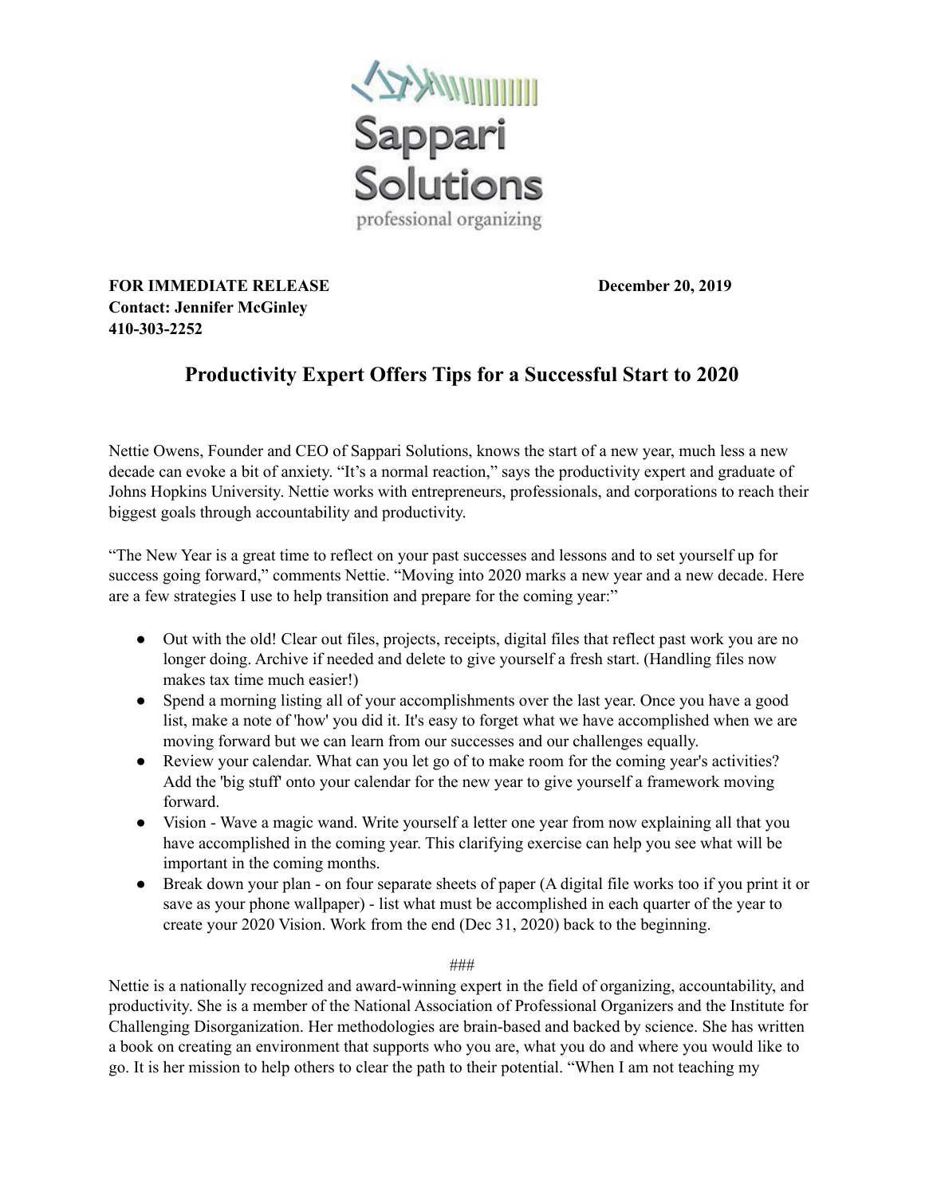Sappari Solutions

professional organizing

**FOR IMMEDIATE RELEASE** **December 20, 2019**
**Contact: Jennifer McGinley**
**410-303-2252**

## Productivity Expert Offers Tips for a Successful Start to 2020

Nettie Owens, Founder and CEO of Sappari Solutions, knows the start of a new year, much less a new decade can evoke a bit of anxiety. "It's a normal reaction," says the productivity expert and graduate of Johns Hopkins University. Nettie works with entrepreneurs, professionals, and corporations to reach their biggest goals through accountability and productivity.

"The New Year is a great time to reflect on your past successes and lessons and to set yourself up for success going forward," comments Nettie. "Moving into 2020 marks a new year and a new decade. Here are a few strategies I use to help transition and prepare for the coming year:"

- Out with the old! Clear out files, projects, receipts, digital files that reflect past work you are no longer doing. Archive if needed and delete to give yourself a fresh start. (Handling files now makes tax time much easier!)
- Spend a morning listing all of your accomplishments over the last year. Once you have a good list, make a note of 'how' you did it. It's easy to forget what we have accomplished when we are moving forward but we can learn from our successes and our challenges equally.
- Review your calendar. What can you let go of to make room for the coming year's activities? Add the 'big stuff' onto your calendar for the new year to give yourself a framework moving forward.
- Vision - Wave a magic wand. Write yourself a letter one year from now explaining all that you have accomplished in the coming year. This clarifying exercise can help you see what will be important in the coming months.
- Break down your plan - on four separate sheets of paper (A digital file works too if you print it or save as your phone wallpaper) - list what must be accomplished in each quarter of the year to create your 2020 Vision. Work from the end (Dec 31, 2020) back to the beginning.

###

Nettie is a nationally recognized and award-winning expert in the field of organizing, accountability, and productivity. She is a member of the National Association of Professional Organizers and the Institute for Challenging Disorganization. Her methodologies are brain-based and backed by science. She has written a book on creating an environment that supports who you are, what you do and where you would like to go. It is her mission to help others to clear the path to their potential. "When I am not teaching my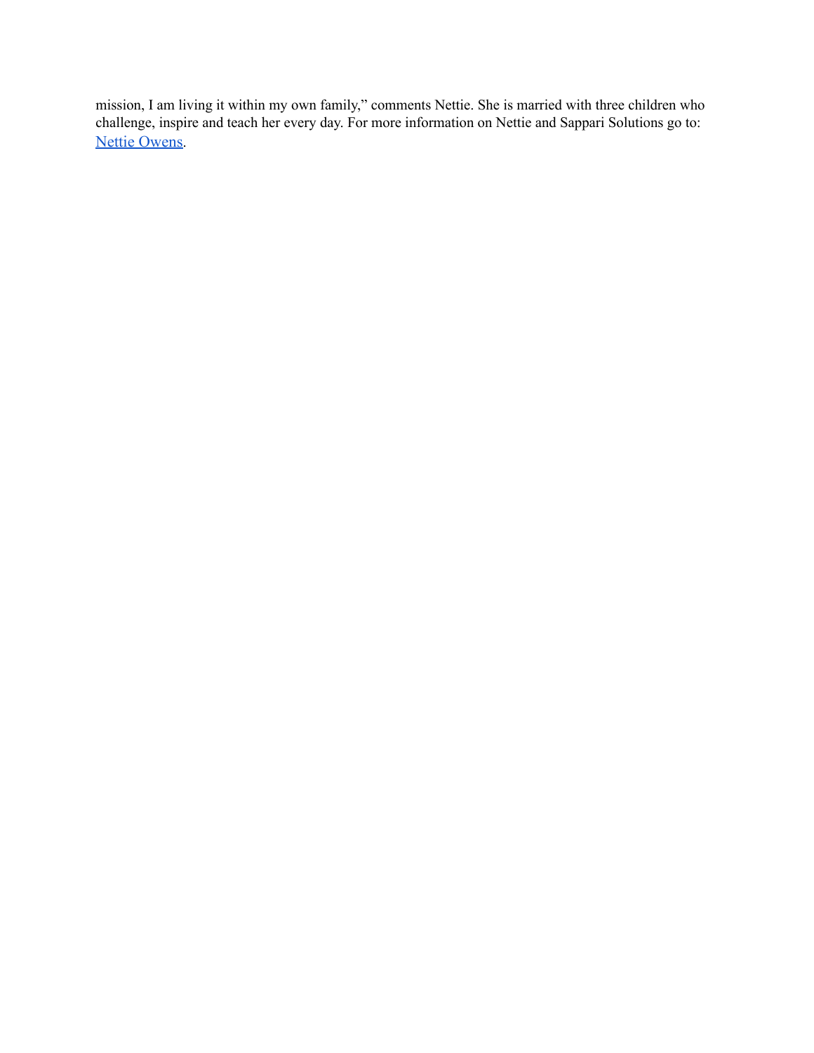mission, I am living it within my own family," comments Nettie. She is married with three children who challenge, inspire and teach her every day. For more information on Nettie and Sappari Solutions go to: [Nettie Owens](#).